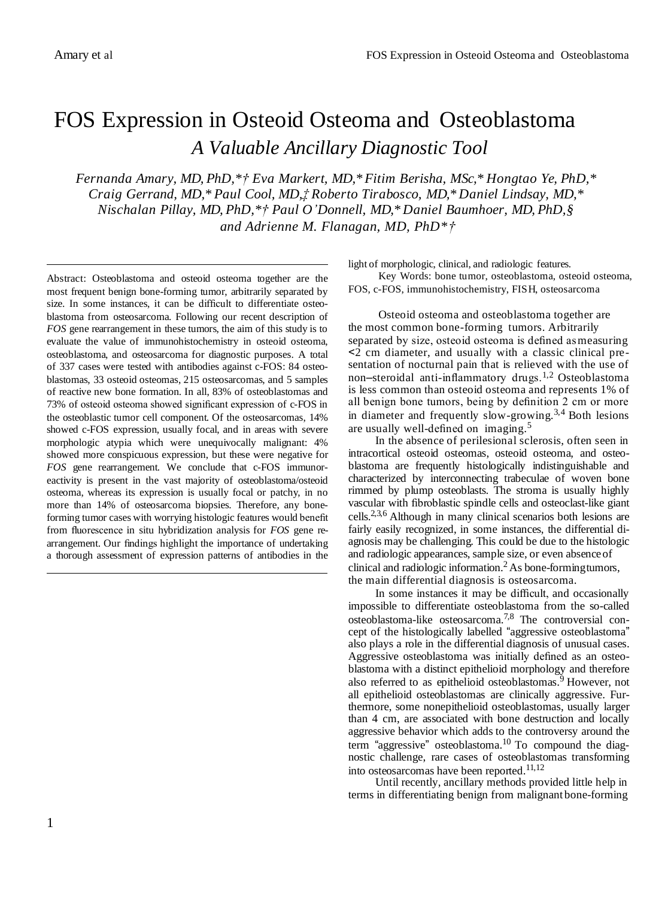# FOS Expression in Osteoid Osteoma and Osteoblastoma

## *A Valuable Ancillary Diagnostic Tool*

*Fernanda Amary, MD, PhD,\*† Eva Markert, MD,\* Fitim Berisha, MSc,\* Hongtao Ye, PhD,\* Craig Gerrand, MD,\* Paul Cool, MD,‡ Roberto Tirabosco, MD,\* Daniel Lindsay, MD,\* Nischalan Pillay, MD, PhD,\*† Paul O'Donnell, MD,\* Daniel Baumhoer, MD, PhD,§ and Adrienne M. Flanagan, MD, PhD\*†*

---

Abstract: Osteoblastoma and osteoid osteoma together are the most frequent benign bone-forming tumor, arbitrarily separated by size. In some instances, it can be difficult to differentiate osteoblastoma from osteosarcoma. Following our recent description of *FOS* gene rearrangement in these tumors, the aim of this study is to evaluate the value of immunohistochemistry in osteoid osteoma, osteoblastoma, and osteosarcoma for diagnostic purposes. A total of 337 cases were tested with antibodies against c-FOS: 84 osteoblastomas, 33 osteoid osteomas, 215 osteosarcomas, and 5 samples of reactive new bone formation. In all, 83% of osteoblastomas and 73% of osteoid osteoma showed significant expression of c-FOS in the osteoblastic tumor cell component. Of the osteosarcomas, 14% showed c-FOS expression, usually focal, and in areas with severe morphologic atypia which were unequivocally malignant: 4% showed more conspicuous expression, but these were negative for *FOS* gene rearrangement. We conclude that c-FOS immunoreactivity is present in the vast majority of osteoblastoma/osteoid osteoma, whereas its expression is usually focal or patchy, in no more than 14% of osteosarcoma biopsies. Therefore, any bone-forming tumor cases with worrying histologic features would benefit from fluorescence in situ hybridization analysis for *FOS* gene rearrangement. Our findings highlight the importance of undertaking a thorough assessment of expression patterns of antibodies in the light of morphologic, clinical, and radiologic features.

Key Words: bone tumor, osteoblastoma, osteoid osteoma, FOS, c-FOS, immunohistochemistry, FISH, osteosarcoma

---

Osteoid osteoma and osteoblastoma together are the most common bone-forming tumors. Arbitrarily separated by size, osteoid osteoma is defined as measuring <2 cm diameter, and usually with a classic clinical presentation of nocturnal pain that is relieved with the use of non–steroidal anti-inflammatory drugs.[1,2] Osteoblastoma is less common than osteoid osteoma and represents 1% of all benign bone tumors, being by definition 2 cm or more in diameter and frequently slow-growing.[3,4] Both lesions are usually well-defined on imaging.[5]

In the absence of perilesional sclerosis, often seen in intracortical osteoid osteomas, osteoid osteoma, and osteoblastoma are frequently histologically indistinguishable and characterized by interconnecting trabeculae of woven bone rimmed by plump osteoblasts. The stroma is usually highly vascular with fibroblastic spindle cells and osteoclast-like giant cells.[2,3,6] Although in many clinical scenarios both lesions are fairly easily recognized, in some instances, the differential diagnosis may be challenging. This could be due to the histologic and radiologic appearances, sample size, or even absence of clinical and radiologic information.[2] As bone-forming tumors, the main differential diagnosis is osteosarcoma.

In some instances it may be difficult, and occasionally impossible to differentiate osteoblastoma from the so-called osteoblastoma-like osteosarcoma.[7,8] The controversial concept of the histologically labelled "aggressive osteoblastoma" also plays a role in the differential diagnosis of unusual cases. Aggressive osteoblastoma was initially defined as an osteoblastoma with a distinct epithelioid morphology and therefore also referred to as epithelioid osteoblastomas.[9] However, not all epithelioid osteoblastomas are clinically aggressive. Furthermore, some nonepithelioid osteoblastomas, usually larger than 4 cm, are associated with bone destruction and locally aggressive behavior which adds to the controversy around the term "aggressive" osteoblastoma.[10] To compound the diagnostic challenge, rare cases of osteoblastomas transforming into osteosarcomas have been reported.[11,12]

Until recently, ancillary methods provided little help in terms in differentiating benign from malignant bone-forming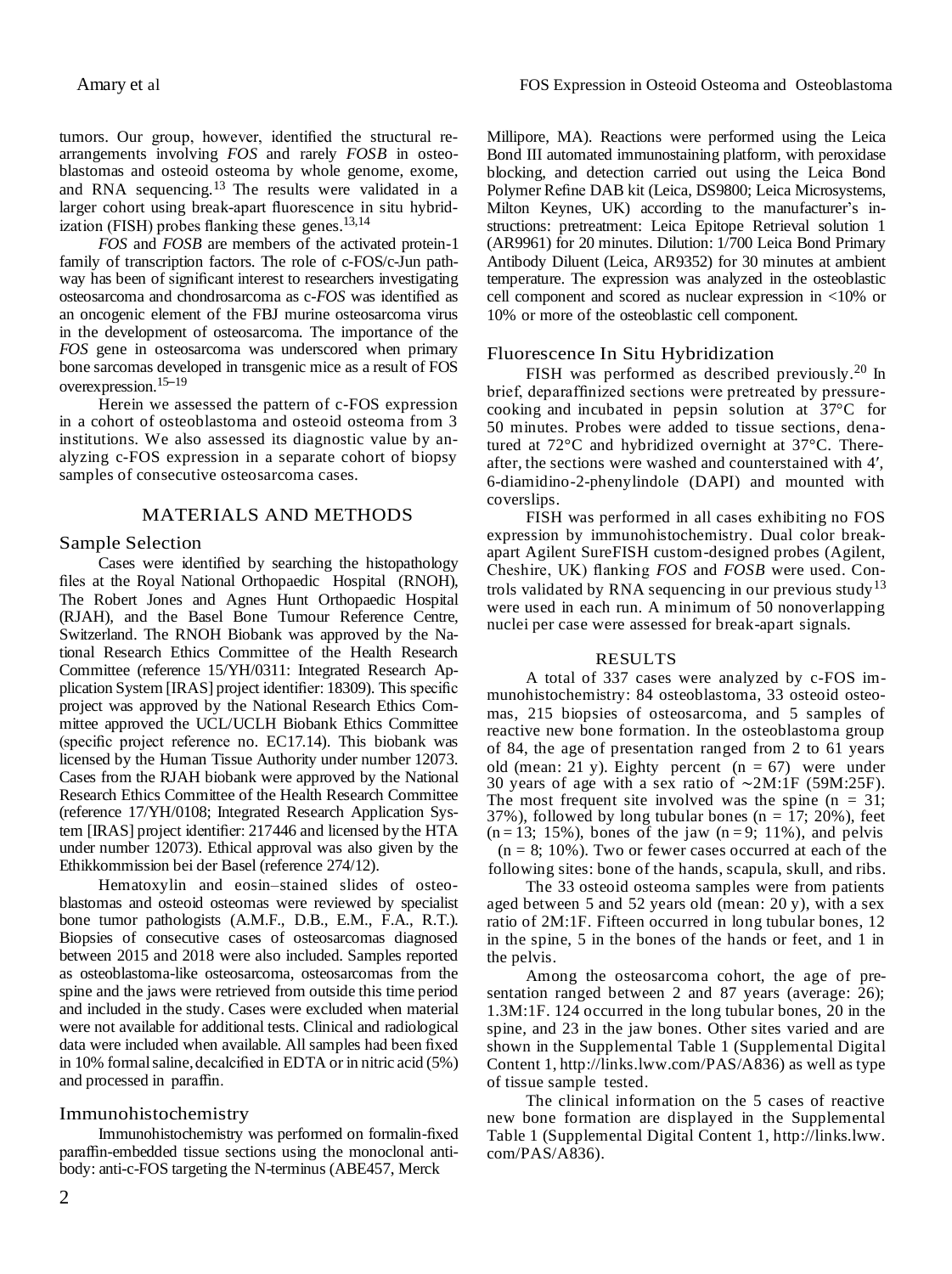tumors. Our group, however, identified the structural rearrangements involving *FOS* and rarely *FOSB* in osteoblastomas and osteoid osteoma by whole genome, exome, and RNA sequencing.[13] The results were validated in a larger cohort using break-apart fluorescence in situ hybridization (FISH) probes flanking these genes.[13,14]

*FOS* and *FOSB* are members of the activated protein-1 family of transcription factors. The role of c-FOS/c-Jun pathway has been of significant interest to researchers investigating osteosarcoma and chondrosarcoma as c-*FOS* was identified as an oncogenic element of the FBJ murine osteosarcoma virus in the development of osteosarcoma. The importance of the *FOS* gene in osteosarcoma was underscored when primary bone sarcomas developed in transgenic mice as a result of FOS overexpression.[15–19]

Herein we assessed the pattern of c-FOS expression in a cohort of osteoblastoma and osteoid osteoma from 3 institutions. We also assessed its diagnostic value by analyzing c-FOS expression in a separate cohort of biopsy samples of consecutive osteosarcoma cases.

## MATERIALS AND METHODS

### Sample Selection

Cases were identified by searching the histopathology files at the Royal National Orthopaedic Hospital (RNOH), The Robert Jones and Agnes Hunt Orthopaedic Hospital (RJAH), and the Basel Bone Tumour Reference Centre, Switzerland. The RNOH Biobank was approved by the National Research Ethics Committee of the Health Research Committee (reference 15/YH/0311: Integrated Research Application System [IRAS] project identifier: 18309). This specific project was approved by the National Research Ethics Committee approved the UCL/UCLH Biobank Ethics Committee (specific project reference no. EC17.14). This biobank was licensed by the Human Tissue Authority under number 12073. Cases from the RJAH biobank were approved by the National Research Ethics Committee of the Health Research Committee (reference 17/YH/0108; Integrated Research Application System [IRAS] project identifier: 217446 and licensed by the HTA under number 12073). Ethical approval was also given by the Ethikkommission bei der Basel (reference 274/12).

Hematoxylin and eosin–stained slides of osteoblastomas and osteoid osteomas were reviewed by specialist bone tumor pathologists (A.M.F., D.B., E.M., F.A., R.T.). Biopsies of consecutive cases of osteosarcomas diagnosed between 2015 and 2018 were also included. Samples reported as osteoblastoma-like osteosarcoma, osteosarcomas from the spine and the jaws were retrieved from outside this time period and included in the study. Cases were excluded when material were not available for additional tests. Clinical and radiological data were included when available. All samples had been fixed in 10% formal saline, decalcified in EDTA or in nitric acid (5%) and processed in paraffin.

### Immunohistochemistry

Immunohistochemistry was performed on formalin-fixed paraffin-embedded tissue sections using the monoclonal antibody: anti-c-FOS targeting the N-terminus (ABE457, Merck Millipore, MA). Reactions were performed using the Leica Bond III automated immunostaining platform, with peroxidase blocking, and detection carried out using the Leica Bond Polymer Refine DAB kit (Leica, DS9800; Leica Microsystems, Milton Keynes, UK) according to the manufacturer's instructions: pretreatment: Leica Epitope Retrieval solution 1 (AR9961) for 20 minutes. Dilution: 1/700 Leica Bond Primary Antibody Diluent (Leica, AR9352) for 30 minutes at ambient temperature. The expression was analyzed in the osteoblastic cell component and scored as nuclear expression in <10% or 10% or more of the osteoblastic cell component.

### Fluorescence In Situ Hybridization

FISH was performed as described previously.[20] In brief, deparaffinized sections were pretreated by pressure-cooking and incubated in pepsin solution at 37°C for 50 minutes. Probes were added to tissue sections, denatured at 72°C and hybridized overnight at 37°C. Thereafter, the sections were washed and counterstained with 4′, 6-diamidino-2-phenylindole (DAPI) and mounted with coverslips.

FISH was performed in all cases exhibiting no FOS expression by immunohistochemistry. Dual color break-apart Agilent SureFISH custom-designed probes (Agilent, Cheshire, UK) flanking *FOS* and *FOSB* were used. Controls validated by RNA sequencing in our previous study[13] were used in each run. A minimum of 50 nonoverlapping nuclei per case were assessed for break-apart signals.

## RESULTS

A total of 337 cases were analyzed by c-FOS immunohistochemistry: 84 osteoblastoma, 33 osteoid osteomas, 215 biopsies of osteosarcoma, and 5 samples of reactive new bone formation. In the osteoblastoma group of 84, the age of presentation ranged from 2 to 61 years old (mean: 21 y). Eighty percent (n = 67) were under 30 years of age with a sex ratio of ∼2M:1F (59M:25F). The most frequent site involved was the spine (n = 31; 37%), followed by long tubular bones (n = 17; 20%), feet (n = 13; 15%), bones of the jaw (n = 9; 11%), and pelvis (n = 8; 10%). Two or fewer cases occurred at each of the following sites: bone of the hands, scapula, skull, and ribs.

The 33 osteoid osteoma samples were from patients aged between 5 and 52 years old (mean: 20 y), with a sex ratio of 2M:1F. Fifteen occurred in long tubular bones, 12 in the spine, 5 in the bones of the hands or feet, and 1 in the pelvis.

Among the osteosarcoma cohort, the age of presentation ranged between 2 and 87 years (average: 26); 1.3M:1F. 124 occurred in the long tubular bones, 20 in the spine, and 23 in the jaw bones. Other sites varied and are shown in the Supplemental Table 1 (Supplemental Digital Content 1, http://links.lww.com/PAS/A836) as well as type of tissue sample tested.

The clinical information on the 5 cases of reactive new bone formation are displayed in the Supplemental Table 1 (Supplemental Digital Content 1, http://links.lww.com/PAS/A836).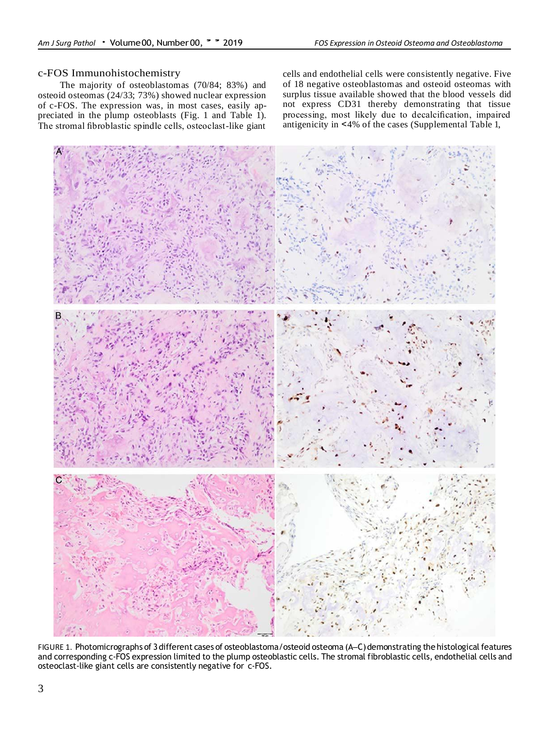## c-FOS Immunohistochemistry

The majority of osteoblastomas (70/84; 83%) and osteoid osteomas (24/33; 73%) showed nuclear expression of c-FOS. The expression was, in most cases, easily appreciated in the plump osteoblasts (Fig. 1 and Table 1). The stromal fibroblastic spindle cells, osteoclast-like giant cells and endothelial cells were consistently negative. Five of 18 negative osteoblastomas and osteoid osteomas with surplus tissue available showed that the blood vessels did not express CD31 thereby demonstrating that tissue processing, most likely due to decalcification, impaired antigenicity in <4% of the cases (Supplemental Table 1,

FIGURE 1. Photomicrographs of 3 different cases of osteoblastoma/osteoid osteoma (A–C) demonstrating the histological features and corresponding c-FOS expression limited to the plump osteoblastic cells. The stromal fibroblastic cells, endothelial cells and osteoclast-like giant cells are consistently negative for c-FOS.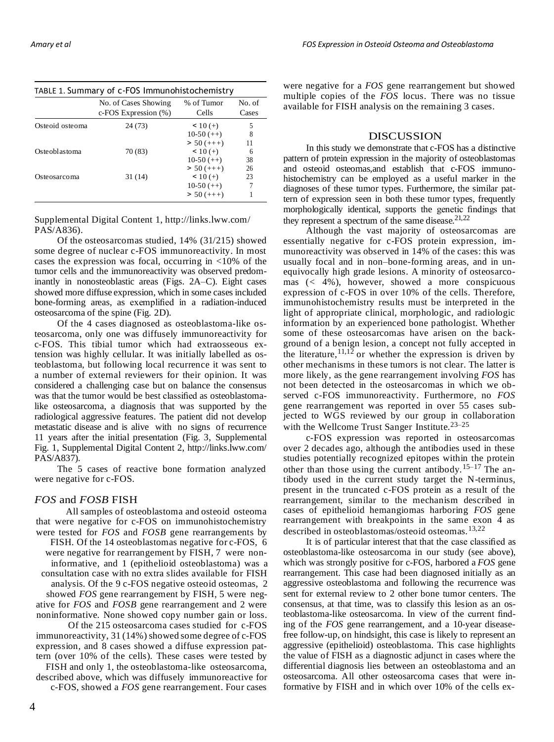TABLE 1. Summary of c-FOS Immunohistochemistry

| | No. of Cases Showing c-FOS Expression (%) | % of Tumor Cells | No. of Cases |
|---|---|---|---|
| Osteoid osteoma | 24 (73) | < 10 (+) | 5 |
| | | 10-50 (++) | 8 |
| | | > 50 (+++) | 11 |
| Osteoblastoma | 70 (83) | < 10 (+) | 6 |
| | | 10-50 (++) | 38 |
| | | > 50 (+++) | 26 |
| Osteosarcoma | 31 (14) | < 10 (+) | 23 |
| | | 10-50 (++) | 7 |
| | | > 50 (+++) | 1 |

Supplemental Digital Content 1, http://links.lww.com/PAS/A836).

Of the osteosarcomas studied, 14% (31/215) showed some degree of nuclear c-FOS immunoreactivity. In most cases the expression was focal, occurring in <10% of the tumor cells and the immunoreactivity was observed predominantly in nonosteoblastic areas (Figs. 2A–C). Eight cases showed more diffuse expression, which in some cases included bone-forming areas, as exemplified in a radiation-induced osteosarcoma of the spine (Fig. 2D).

Of the 4 cases diagnosed as osteoblastoma-like osteosarcoma, only one was diffusely immunoreactivity for c-FOS. This tibial tumor which had extraosseous extension was highly cellular. It was initially labelled as osteoblastoma, but following local recurrence it was sent to a number of external reviewers for their opinion. It was considered a challenging case but on balance the consensus was that the tumor would be best classified as osteoblastoma-like osteosarcoma, a diagnosis that was supported by the radiological aggressive features. The patient did not develop metastatic disease and is alive with no signs of recurrence 11 years after the initial presentation (Fig. 3, Supplemental Fig. 1, Supplemental Digital Content 2, http://links.lww.com/PAS/A837).

The 5 cases of reactive bone formation analyzed were negative for c-FOS.

## *FOS* and *FOSB* FISH

All samples of osteoblastoma and osteoid osteoma that were negative for c-FOS on immunohistochemistry were tested for *FOS* and *FOSB* gene rearrangements by FISH. Of the 14 osteoblastomas negative for c-FOS, 6 were negative for rearrangement by FISH, 7 were noninformative, and 1 (epithelioid osteoblastoma) was a consultation case with no extra slides available for FISH analysis. Of the 9 c-FOS negative osteoid osteomas, 2 showed *FOS* gene rearrangement by FISH, 5 were negative for *FOS* and *FOSB* gene rearrangement and 2 were noninformative. None showed copy number gain or loss.

Of the 215 osteosarcoma cases studied for c-FOS immunoreactivity, 31 (14%) showed some degree of c-FOS expression, and 8 cases showed a diffuse expression pattern (over 10% of the cells). These cases were tested by FISH and only 1, the osteoblastoma-like osteosarcoma, described above, which was diffusely immunoreactive for c-FOS, showed a *FOS* gene rearrangement. Four cases were negative for a *FOS* gene rearrangement but showed multiple copies of the *FOS* locus. There was no tissue available for FISH analysis on the remaining 3 cases.

## DISCUSSION

In this study we demonstrate that c-FOS has a distinctive pattern of protein expression in the majority of osteoblastomas and osteoid osteomas,and establish that c-FOS immunohistochemistry can be employed as a useful marker in the diagnoses of these tumor types. Furthermore, the similar pattern of expression seen in both these tumor types, frequently morphologically identical, supports the genetic findings that they represent a spectrum of the same disease.[21,22]

Although the vast majority of osteosarcomas are essentially negative for c-FOS protein expression, immunoreactivity was observed in 14% of the cases: this was usually focal and in non–bone-forming areas, and in unequivocally high grade lesions. A minority of osteosarcomas (< 4%), however, showed a more conspicuous expression of c-FOS in over 10% of the cells. Therefore, immunohistochemistry results must be interpreted in the light of appropriate clinical, morphologic, and radiologic information by an experienced bone pathologist. Whether some of these osteosarcomas have arisen on the background of a benign lesion, a concept not fully accepted in the literature,[11,12] or whether the expression is driven by other mechanisms in these tumors is not clear. The latter is more likely, as the gene rearrangement involving *FOS* has not been detected in the osteosarcomas in which we observed c-FOS immunoreactivity. Furthermore, no *FOS* gene rearrangement was reported in over 55 cases subjected to WGS reviewed by our group in collaboration with the Wellcome Trust Sanger Institute.[23–25]

c-FOS expression was reported in osteosarcomas over 2 decades ago, although the antibodies used in these studies potentially recognized epitopes within the protein other than those using the current antibody.[15–17] The antibody used in the current study target the N-terminus, present in the truncated c-FOS protein as a result of the rearrangement, similar to the mechanism described in cases of epithelioid hemangiomas harboring *FOS* gene rearrangement with breakpoints in the same exon 4 as described in osteoblastomas/osteoid osteomas.[13,22]

It is of particular interest that that the case classified as osteoblastoma-like osteosarcoma in our study (see above), which was strongly positive for c-FOS, harbored a *FOS* gene rearrangement. This case had been diagnosed initially as an aggressive osteoblastoma and following the recurrence was sent for external review to 2 other bone tumor centers. The consensus, at that time, was to classify this lesion as an osteoblastoma-like osteosarcoma. In view of the current finding of the *FOS* gene rearrangement, and a 10-year disease-free follow-up, on hindsight, this case is likely to represent an aggressive (epithelioid) osteoblastoma. This case highlights the value of FISH as a diagnostic adjunct in cases where the differential diagnosis lies between an osteoblastoma and an osteosarcoma. All other osteosarcoma cases that were informative by FISH and in which over 10% of the cells ex-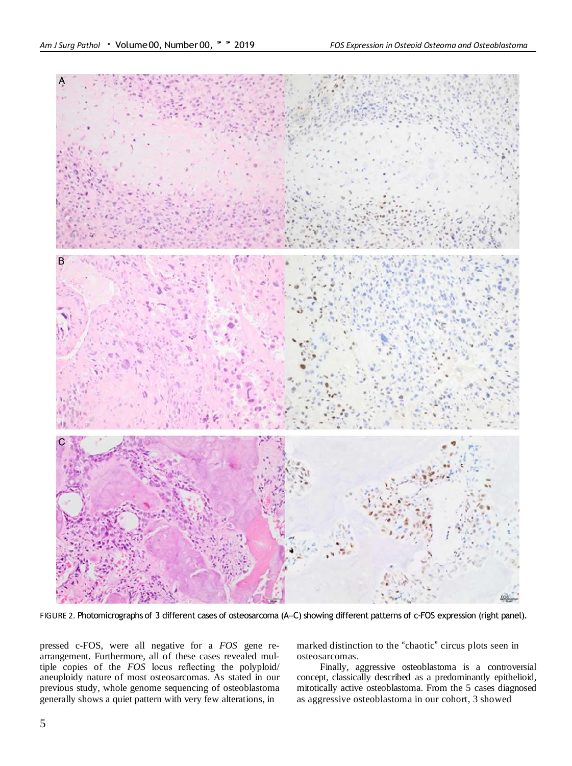FIGURE 2. Photomicrographs of 3 different cases of osteosarcoma (A–C) showing different patterns of c-FOS expression (right panel).

pressed c-FOS, were all negative for a *FOS* gene rearrangement. Furthermore, all of these cases revealed multiple copies of the *FOS* locus reflecting the polyploid/aneuploidy nature of most osteosarcomas. As stated in our previous study, whole genome sequencing of osteoblastoma generally shows a quiet pattern with very few alterations, in marked distinction to the "chaotic" circus plots seen in osteosarcomas.

Finally, aggressive osteoblastoma is a controversial concept, classically described as a predominantly epithelioid, mitotically active osteoblastoma. From the 5 cases diagnosed as aggressive osteoblastoma in our cohort, 3 showed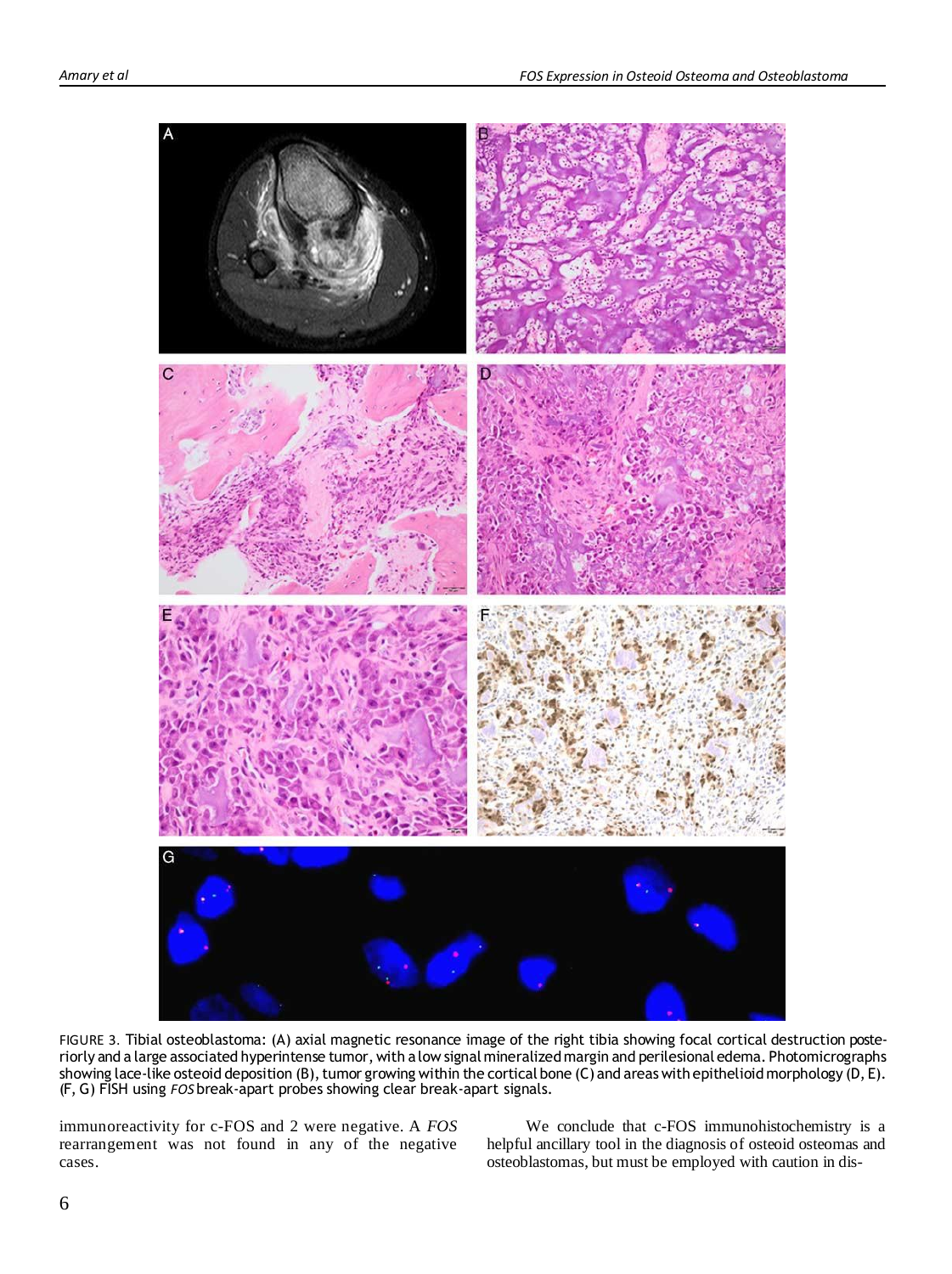FIGURE 3. Tibial osteoblastoma: (A) axial magnetic resonance image of the right tibia showing focal cortical destruction posteriorly and a large associated hyperintense tumor, with a low signal mineralized margin and perilesional edema. Photomicrographs showing lace-like osteoid deposition (B), tumor growing within the cortical bone (C) and areas with epithelioid morphology (D, E). (F, G) FISH using *FOS* break-apart probes showing clear break-apart signals.

immunoreactivity for c-FOS and 2 were negative. A *FOS* rearrangement was not found in any of the negative cases.

We conclude that c-FOS immunohistochemistry is a helpful ancillary tool in the diagnosis of osteoid osteomas and osteoblastomas, but must be employed with caution in dis-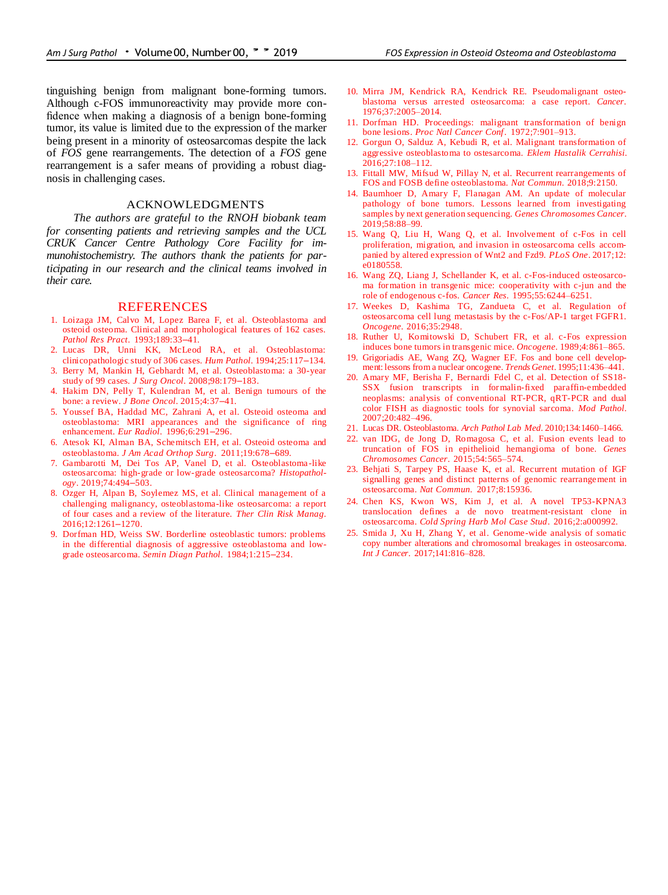tinguishing benign from malignant bone-forming tumors. Although c-FOS immunoreactivity may provide more confidence when making a diagnosis of a benign bone-forming tumor, its value is limited due to the expression of the marker being present in a minority of osteosarcomas despite the lack of *FOS* gene rearrangements. The detection of a *FOS* gene rearrangement is a safer means of providing a robust diagnosis in challenging cases.

## ACKNOWLEDGMENTS

*The authors are grateful to the RNOH biobank team for consenting patients and retrieving samples and the UCL CRUK Cancer Centre Pathology Core Facility for immunohistochemistry. The authors thank the patients for participating in our research and the clinical teams involved in their care.*

## REFERENCES

1. Loizaga JM, Calvo M, Lopez Barea F, et al. Osteoblastoma and osteoid osteoma. Clinical and morphological features of 162 cases. *Pathol Res Pract*. 1993;189:33–41.
2. Lucas DR, Unni KK, McLeod RA, et al. Osteoblastoma: clinicopathologic study of 306 cases. *Hum Pathol*. 1994;25:117–134.
3. Berry M, Mankin H, Gebhardt M, et al. Osteoblastoma: a 30-year study of 99 cases. *J Surg Oncol*. 2008;98:179–183.
4. Hakim DN, Pelly T, Kulendran M, et al. Benign tumours of the bone: a review. *J Bone Oncol*. 2015;4:37–41.
5. Youssef BA, Haddad MC, Zahrani A, et al. Osteoid osteoma and osteoblastoma: MRI appearances and the significance of ring enhancement. *Eur Radiol*. 1996;6:291–296.
6. Atesok KI, Alman BA, Schemitsch EH, et al. Osteoid osteoma and osteoblastoma. *J Am Acad Orthop Surg*. 2011;19:678–689.
7. Gambarotti M, Dei Tos AP, Vanel D, et al. Osteoblastoma-like osteosarcoma: high-grade or low-grade osteosarcoma? *Histopathology*. 2019;74:494–503.
8. Ozger H, Alpan B, Soylemez MS, et al. Clinical management of a challenging malignancy, osteoblastoma-like osteosarcoma: a report of four cases and a review of the literature. *Ther Clin Risk Manag*. 2016;12:1261–1270.
9. Dorfman HD, Weiss SW. Borderline osteoblastic tumors: problems in the differential diagnosis of aggressive osteoblastoma and low-grade osteosarcoma. *Semin Diagn Pathol*. 1984;1:215–234.
10. Mirra JM, Kendrick RA, Kendrick RE. Pseudomalignant osteoblastoma versus arrested osteosarcoma: a case report. *Cancer*. 1976;37:2005–2014.
11. Dorfman HD. Proceedings: malignant transformation of benign bone lesions. *Proc Natl Cancer Conf*. 1972;7:901–913.
12. Gorgun O, Salduz A, Kebudi R, et al. Malignant transformation of aggressive osteoblastoma to ostesarcoma. *Eklem Hastalik Cerrahisi*. 2016;27:108–112.
13. Fittall MW, Mifsud W, Pillay N, et al. Recurrent rearrangements of FOS and FOSB define osteoblastoma. *Nat Commun*. 2018;9:2150.
14. Baumhoer D, Amary F, Flanagan AM. An update of molecular pathology of bone tumors. Lessons learned from investigating samples by next generation sequencing. *Genes Chromosomes Cancer*. 2019;58:88–99.
15. Wang Q, Liu H, Wang Q, et al. Involvement of c-Fos in cell proliferation, migration, and invasion in osteosarcoma cells accompanied by altered expression of Wnt2 and Fzd9. *PLoS One*. 2017;12:e0180558.
16. Wang ZQ, Liang J, Schellander K, et al. c-Fos-induced osteosarcoma formation in transgenic mice: cooperativity with c-jun and the role of endogenous c-fos. *Cancer Res*. 1995;55:6244–6251.
17. Weekes D, Kashima TG, Zandueta C, et al. Regulation of osteosarcoma cell lung metastasis by the c-Fos/AP-1 target FGFR1. *Oncogene*. 2016;35:2948.
18. Ruther U, Komitowski D, Schubert FR, et al. c-Fos expression induces bone tumors in transgenic mice. *Oncogene*. 1989;4:861–865.
19. Grigoriadis AE, Wang ZQ, Wagner EF. Fos and bone cell development: lessons from a nuclear oncogene. *Trends Genet*. 1995;11:436–441.
20. Amary MF, Berisha F, Bernardi Fdel C, et al. Detection of SS18-SSX fusion transcripts in formalin-fixed paraffin-embedded neoplasms: analysis of conventional RT-PCR, qRT-PCR and dual color FISH as diagnostic tools for synovial sarcoma. *Mod Pathol*. 2007;20:482–496.
21. Lucas DR. Osteoblastoma. *Arch Pathol Lab Med*. 2010;134:1460–1466.
22. van IDG, de Jong D, Romagosa C, et al. Fusion events lead to truncation of FOS in epithelioid hemangioma of bone. *Genes Chromosomes Cancer*. 2015;54:565–574.
23. Behjati S, Tarpey PS, Haase K, et al. Recurrent mutation of IGF signalling genes and distinct patterns of genomic rearrangement in osteosarcoma. *Nat Commun*. 2017;8:15936.
24. Chen KS, Kwon WS, Kim J, et al. A novel TP53-KPNA3 translocation defines a de novo treatment-resistant clone in osteosarcoma. *Cold Spring Harb Mol Case Stud*. 2016;2:a000992.
25. Smida J, Xu H, Zhang Y, et al. Genome-wide analysis of somatic copy number alterations and chromosomal breakages in osteosarcoma. *Int J Cancer*. 2017;141:816–828.